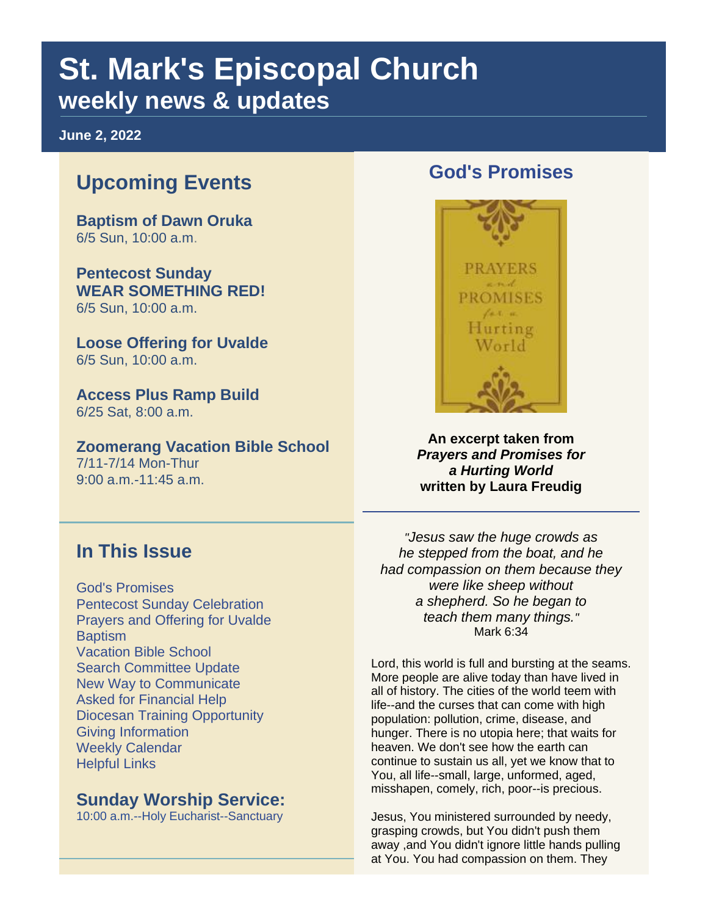# St. Mark's Episcopal Church
## weekly news & updates

**June 2, 2022**

## Upcoming Events

**Baptism of Dawn Oruka**
6/5 Sun, 10:00 a.m.

**Pentecost Sunday**
**WEAR SOMETHING RED!**
6/5 Sun, 10:00 a.m.

**Loose Offering for Uvalde**
6/5 Sun, 10:00 a.m.

**Access Plus Ramp Build**
6/25 Sat, 8:00 a.m.

**Zoomerang Vacation Bible School**
7/11-7/14 Mon-Thur
9:00 a.m.-11:45 a.m.

## In This Issue

God's Promises
Pentecost Sunday Celebration
Prayers and Offering for Uvalde
Baptism
Vacation Bible School
Search Committee Update
New Way to Communicate
Asked for Financial Help
Diocesan Training Opportunity
Giving Information
Weekly Calendar
Helpful Links

## Sunday Worship Service:

10:00 a.m.--Holy Eucharist--Sanctuary

## God's Promises

PRAYERS and PROMISES for a Hurting World

**An excerpt taken from *Prayers and Promises for a Hurting World* written by Laura Freudig**

*"Jesus saw the huge crowds as he stepped from the boat, and he had compassion on them because they were like sheep without a shepherd. So he began to teach them many things."*
Mark 6:34

Lord, this world is full and bursting at the seams. More people are alive today than have lived in all of history. The cities of the world teem with life--and the curses that can come with high population: pollution, crime, disease, and hunger. There is no utopia here; that waits for heaven. We don't see how the earth can continue to sustain us all, yet we know that to You, all life--small, large, unformed, aged, misshapen, comely, rich, poor--is precious.

Jesus, You ministered surrounded by needy, grasping crowds, but You didn't push them away ,and You didn't ignore little hands pulling at You. You had compassion on them. They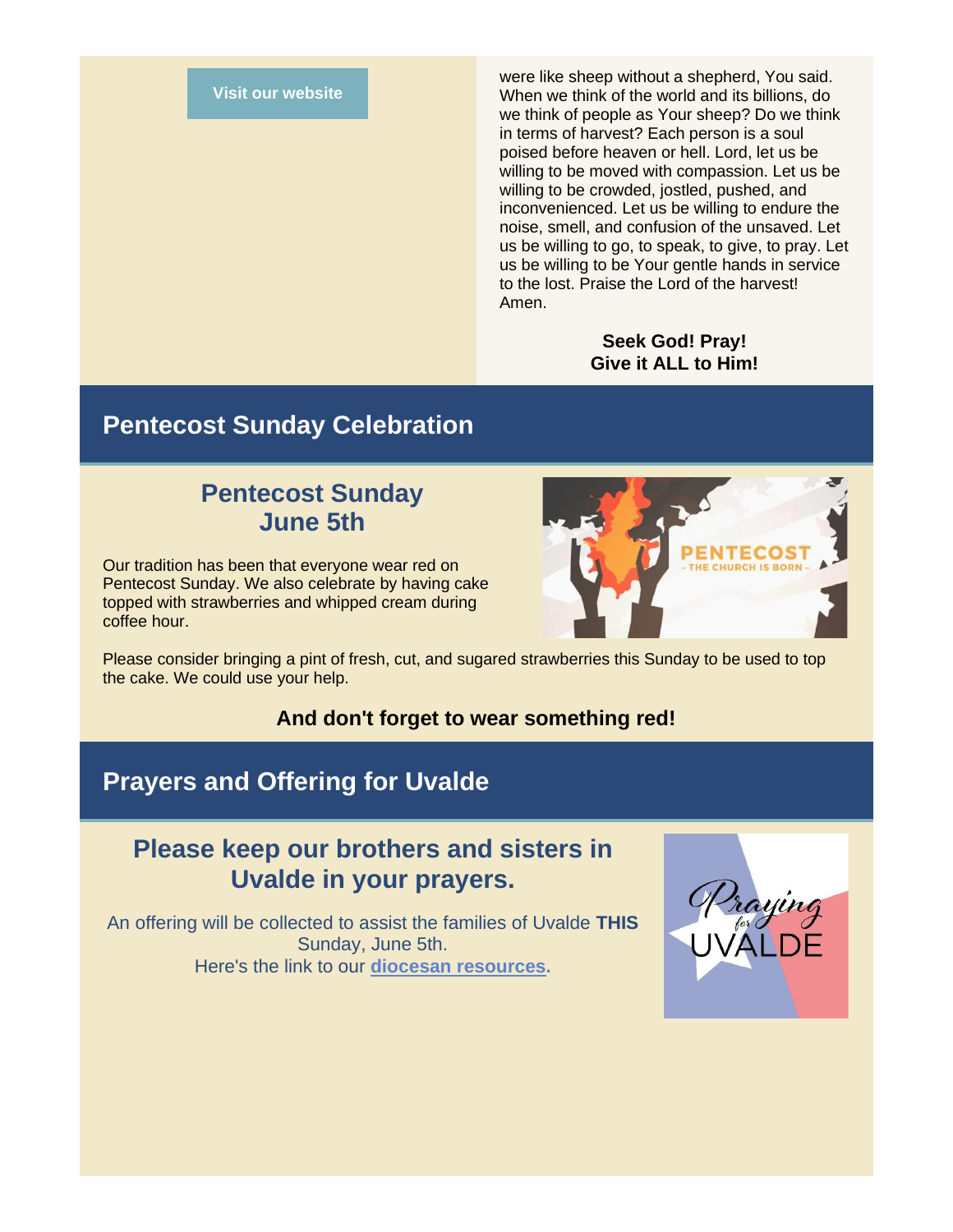Visit our website

were like sheep without a shepherd, You said. When we think of the world and its billions, do we think of people as Your sheep? Do we think in terms of harvest? Each person is a soul poised before heaven or hell. Lord, let us be willing to be moved with compassion. Let us be willing to be crowded, jostled, pushed, and inconvenienced. Let us be willing to endure the noise, smell, and confusion of the unsaved. Let us be willing to go, to speak, to give, to pray. Let us be willing to be Your gentle hands in service to the lost. Praise the Lord of the harvest! Amen.

**Seek God! Pray!**
**Give it ALL to Him!**

## Pentecost Sunday Celebration

### Pentecost Sunday
### June 5th

Our tradition has been that everyone wear red on Pentecost Sunday. We also celebrate by having cake topped with strawberries and whipped cream during coffee hour.

Please consider bringing a pint of fresh, cut, and sugared strawberries this Sunday to be used to top the cake. We could use your help.

**And don't forget to wear something red!**

## Prayers and Offering for Uvalde

### Please keep our brothers and sisters in Uvalde in your prayers.

An offering will be collected to assist the families of Uvalde **THIS** Sunday, June 5th.
Here's the link to our **diocesan resources.**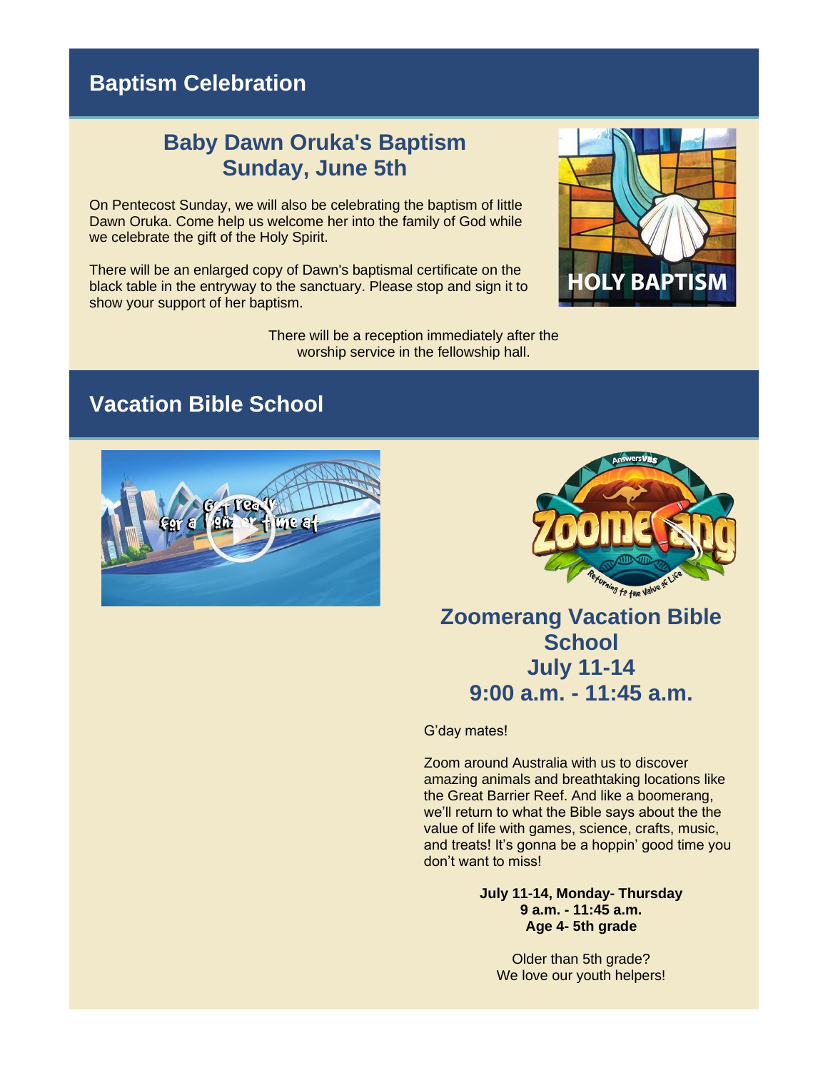## Baptism Celebration

### Baby Dawn Oruka's Baptism
### Sunday, June 5th

On Pentecost Sunday, we will also be celebrating the baptism of little Dawn Oruka. Come help us welcome her into the family of God while we celebrate the gift of the Holy Spirit.

There will be an enlarged copy of Dawn's baptismal certificate on the black table in the entryway to the sanctuary. Please stop and sign it to show your support of her baptism.

There will be a reception immediately after the worship service in the fellowship hall.

## Vacation Bible School

### Zoomerang Vacation Bible School
### July 11-14
### 9:00 a.m. - 11:45 a.m.

G'day mates!

Zoom around Australia with us to discover amazing animals and breathtaking locations like the Great Barrier Reef. And like a boomerang, we'll return to what the Bible says about the the value of life with games, science, crafts, music, and treats! It's gonna be a hoppin' good time you don't want to miss!

**July 11-14, Monday- Thursday**
**9 a.m. - 11:45 a.m.**
**Age 4- 5th grade**

Older than 5th grade?
We love our youth helpers!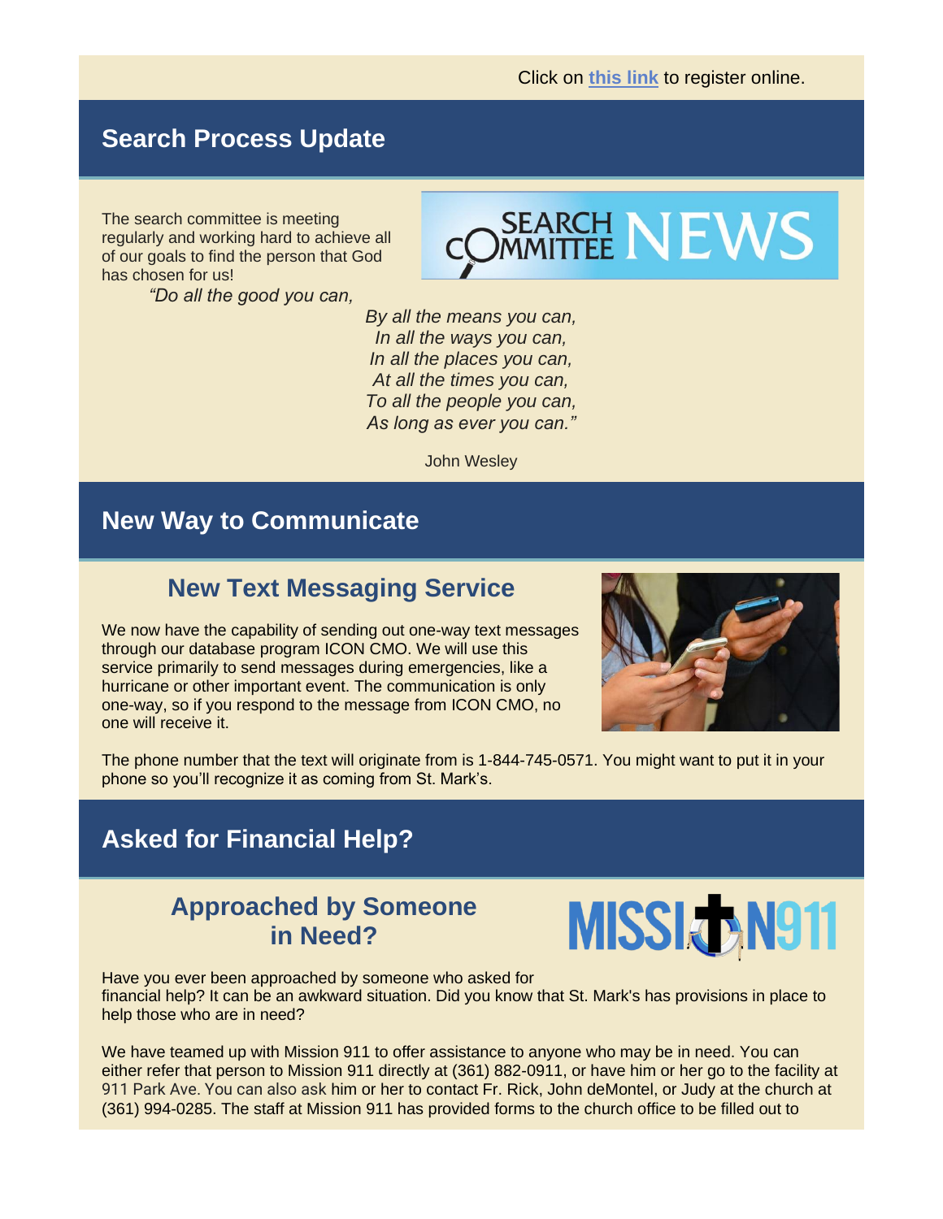Click on [this link](#) to register online.

## Search Process Update

The search committee is meeting regularly and working hard to achieve all of our goals to find the person that God has chosen for us!

*"Do all the good you can,*
*By all the means you can,*
*In all the ways you can,*
*In all the places you can,*
*At all the times you can,*
*To all the people you can,*
*As long as ever you can."*

John Wesley

## New Way to Communicate

### New Text Messaging Service

We now have the capability of sending out one-way text messages through our database program ICON CMO. We will use this service primarily to send messages during emergencies, like a hurricane or other important event. The communication is only one-way, so if you respond to the message from ICON CMO, no one will receive it.

The phone number that the text will originate from is 1-844-745-0571. You might want to put it in your phone so you'll recognize it as coming from St. Mark's.

## Asked for Financial Help?

### Approached by Someone in Need?

Have you ever been approached by someone who asked for financial help? It can be an awkward situation. Did you know that St. Mark's has provisions in place to help those who are in need?

We have teamed up with Mission 911 to offer assistance to anyone who may be in need. You can either refer that person to Mission 911 directly at (361) 882-0911, or have him or her go to the facility at 911 Park Ave. You can also ask him or her to contact Fr. Rick, John deMontel, or Judy at the church at (361) 994-0285. The staff at Mission 911 has provided forms to the church office to be filled out to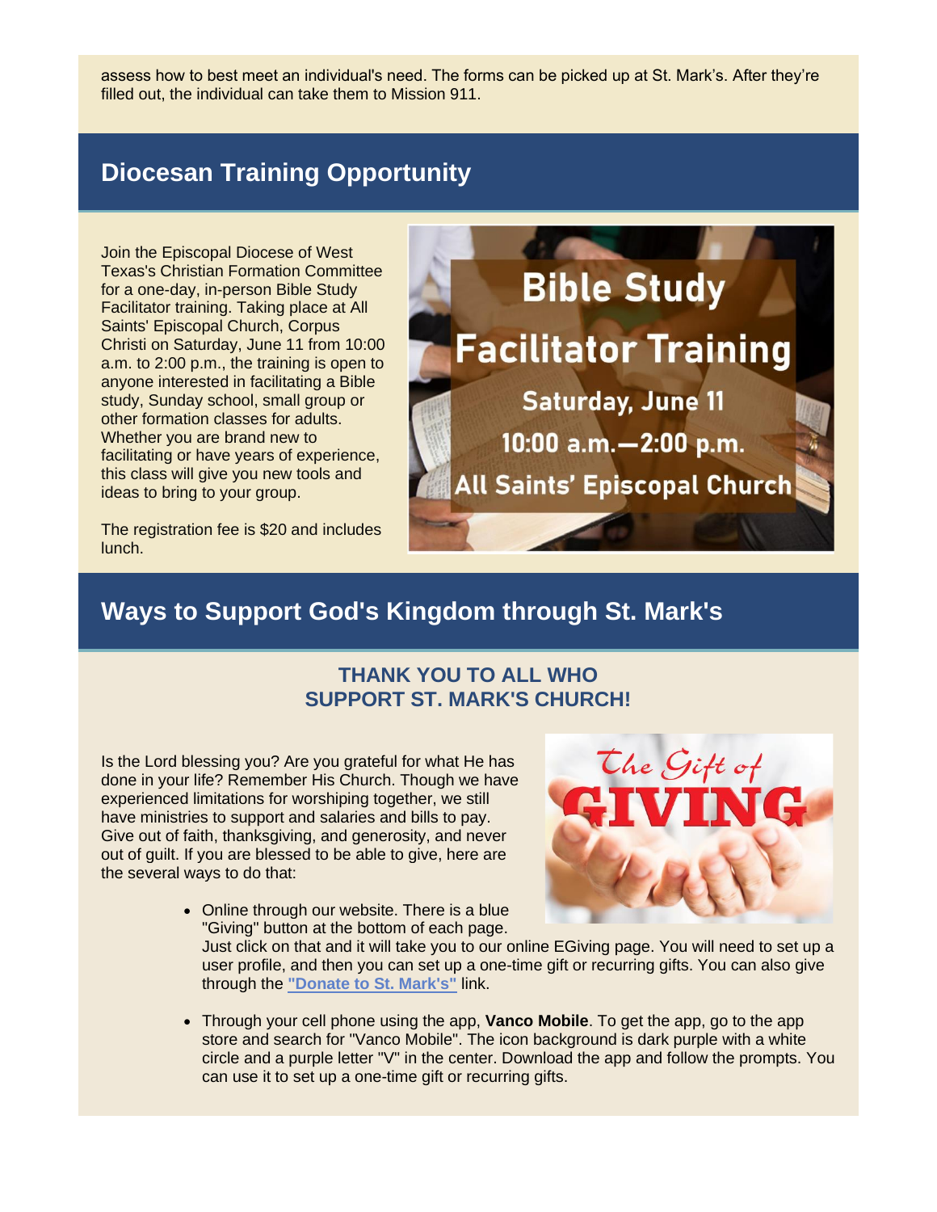assess how to best meet an individual's need. The forms can be picked up at St. Mark's. After they're filled out, the individual can take them to Mission 911.

## Diocesan Training Opportunity

Join the Episcopal Diocese of West Texas's Christian Formation Committee for a one-day, in-person Bible Study Facilitator training. Taking place at All Saints' Episcopal Church, Corpus Christi on Saturday, June 11 from 10:00 a.m. to 2:00 p.m., the training is open to anyone interested in facilitating a Bible study, Sunday school, small group or other formation classes for adults. Whether you are brand new to facilitating or have years of experience, this class will give you new tools and ideas to bring to your group.

The registration fee is $20 and includes lunch.

## Ways to Support God's Kingdom through St. Mark's

**THANK YOU TO ALL WHO SUPPORT ST. MARK'S CHURCH!**

Is the Lord blessing you? Are you grateful for what He has done in your life? Remember His Church. Though we have experienced limitations for worshiping together, we still have ministries to support and salaries and bills to pay. Give out of faith, thanksgiving, and generosity, and never out of guilt. If you are blessed to be able to give, here are the several ways to do that:

- Online through our website. There is a blue "Giving" button at the bottom of each page. Just click on that and it will take you to our online EGiving page. You will need to set up a user profile, and then you can set up a one-time gift or recurring gifts. You can also give through the **"Donate to St. Mark's"** link.
- Through your cell phone using the app, **Vanco Mobile**. To get the app, go to the app store and search for "Vanco Mobile". The icon background is dark purple with a white circle and a purple letter "V" in the center. Download the app and follow the prompts. You can use it to set up a one-time gift or recurring gifts.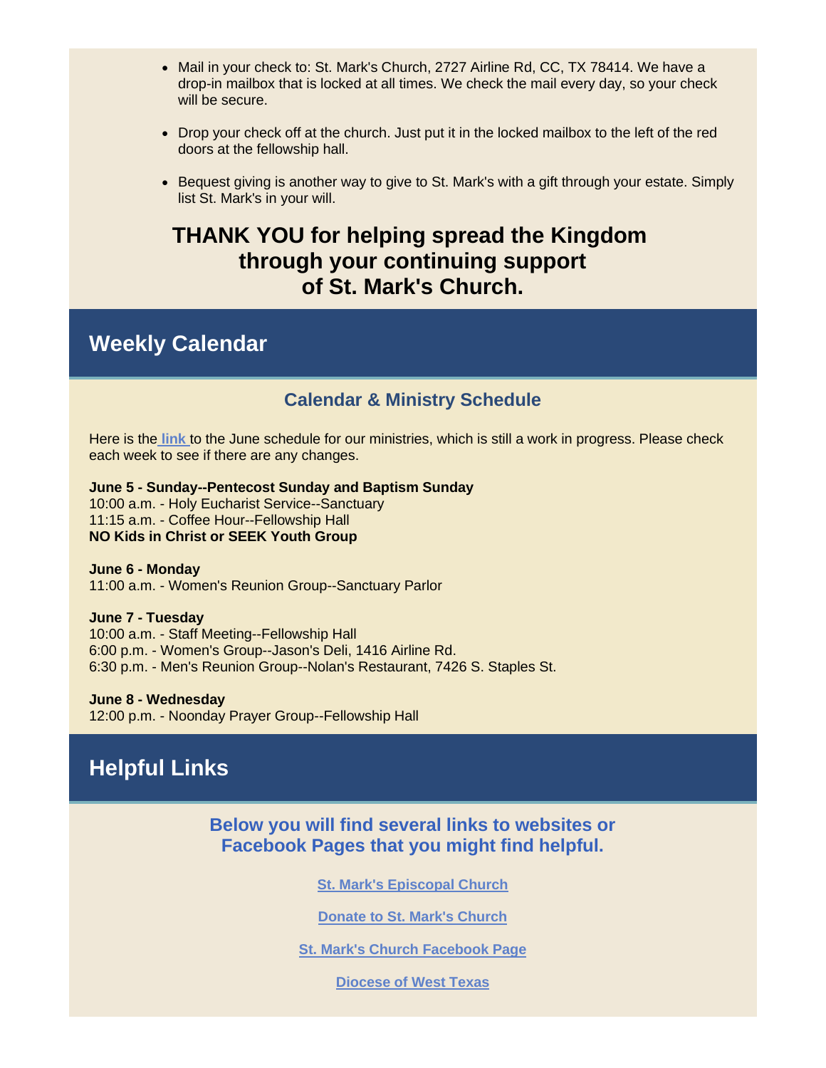- Mail in your check to: St. Mark's Church, 2727 Airline Rd, CC, TX 78414. We have a drop-in mailbox that is locked at all times. We check the mail every day, so your check will be secure.
- Drop your check off at the church. Just put it in the locked mailbox to the left of the red doors at the fellowship hall.
- Bequest giving is another way to give to St. Mark's with a gift through your estate. Simply list St. Mark's in your will.

**THANK YOU for helping spread the Kingdom through your continuing support of St. Mark's Church.**

## Weekly Calendar

### Calendar & Ministry Schedule

Here is the link to the June schedule for our ministries, which is still a work in progress. Please check each week to see if there are any changes.

**June 5 - Sunday--Pentecost Sunday and Baptism Sunday**
10:00 a.m. - Holy Eucharist Service--Sanctuary
11:15 a.m. - Coffee Hour--Fellowship Hall
**NO Kids in Christ or SEEK Youth Group**

**June 6 - Monday**
11:00 a.m. - Women's Reunion Group--Sanctuary Parlor

**June 7 - Tuesday**
10:00 a.m. - Staff Meeting--Fellowship Hall
6:00 p.m. - Women's Group--Jason's Deli, 1416 Airline Rd.
6:30 p.m. - Men's Reunion Group--Nolan's Restaurant, 7426 S. Staples St.

**June 8 - Wednesday**
12:00 p.m. - Noonday Prayer Group--Fellowship Hall

## Helpful Links

### Below you will find several links to websites or Facebook Pages that you might find helpful.

St. Mark's Episcopal Church

Donate to St. Mark's Church

St. Mark's Church Facebook Page

Diocese of West Texas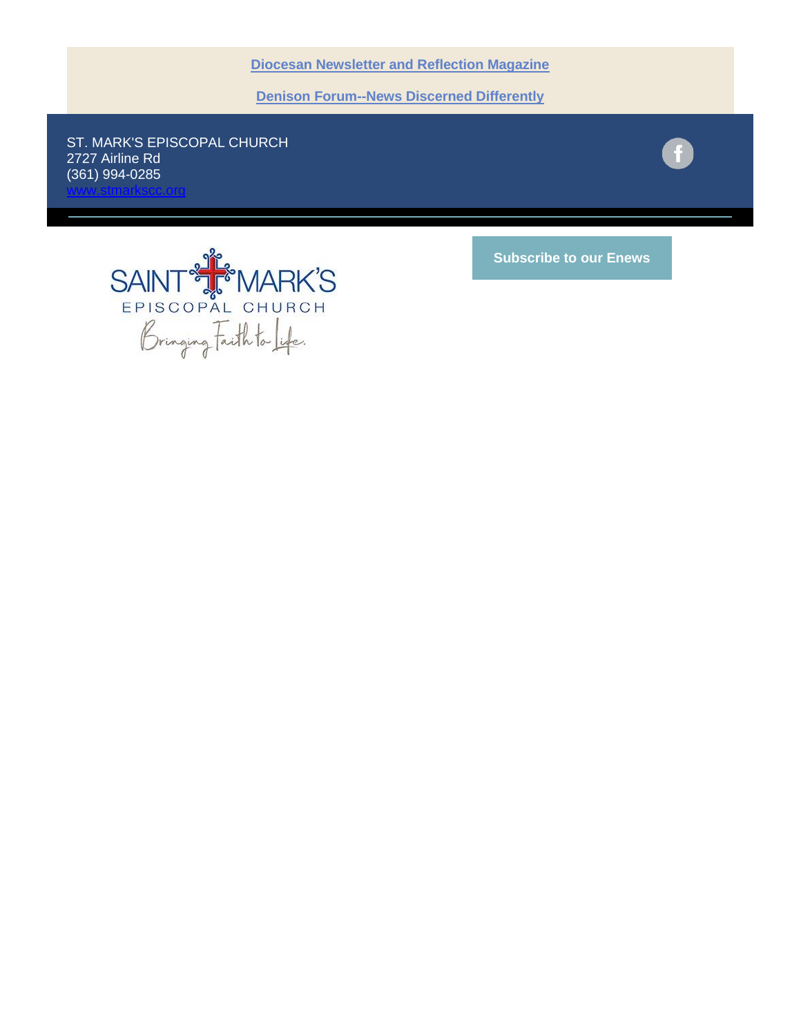**[Diocesan Newsletter and Reflection Magazine]**

**[Denison Forum--News Discerned Differently]**

ST. MARK'S EPISCOPAL CHURCH
2727 Airline Rd
(361) 994-0285
www.stmarkscc.org

SAINT MARK'S
EPISCOPAL CHURCH
Bringing Faith to Life.

**Subscribe to our Enews**